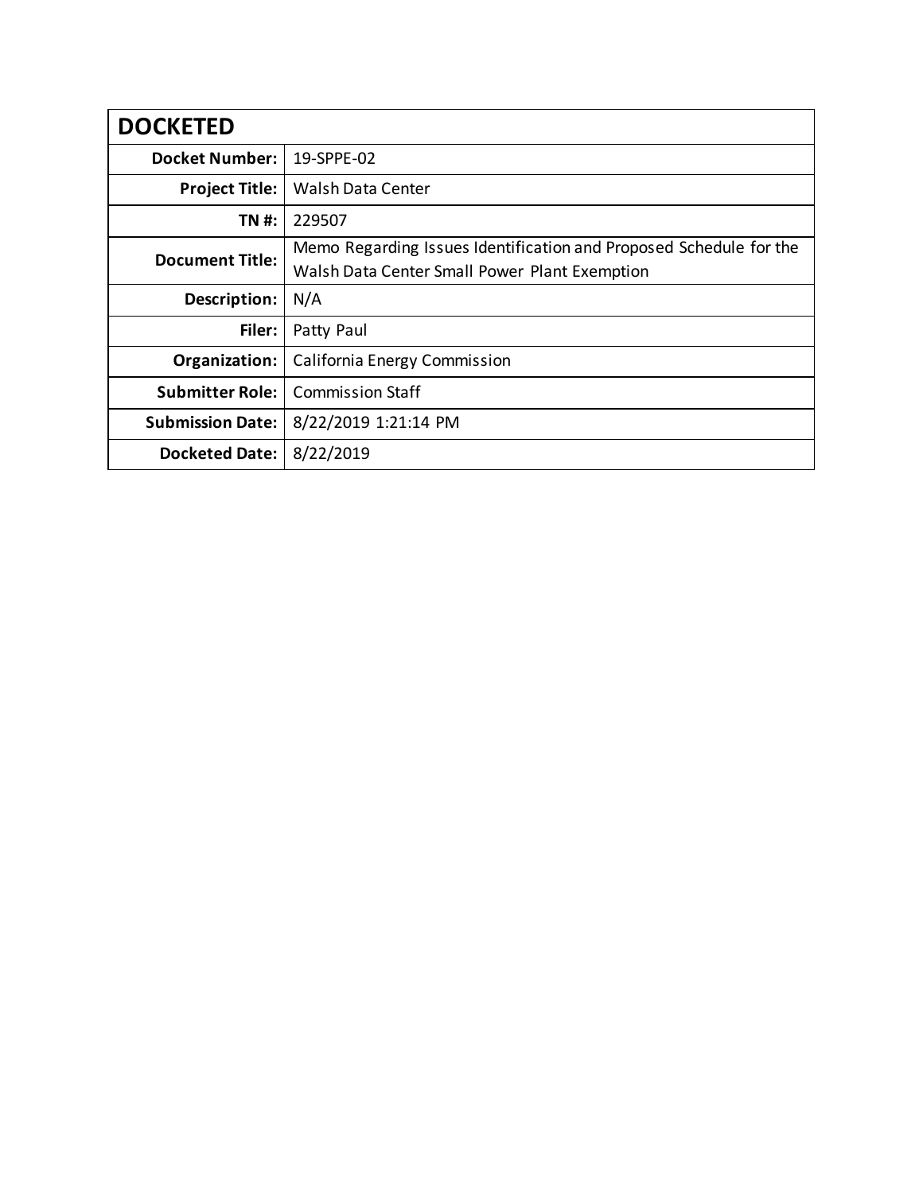| DOCKETED | |
| --- | --- |
| **Docket Number:** | 19-SPPE-02 |
| **Project Title:** | Walsh Data Center |
| **TN #:** | 229507 |
| **Document Title:** | Memo Regarding Issues Identification and Proposed Schedule for the Walsh Data Center Small Power Plant Exemption |
| **Description:** | N/A |
| **Filer:** | Patty Paul |
| **Organization:** | California Energy Commission |
| **Submitter Role:** | Commission Staff |
| **Submission Date:** | 8/22/2019 1:21:14 PM |
| **Docketed Date:** | 8/22/2019 |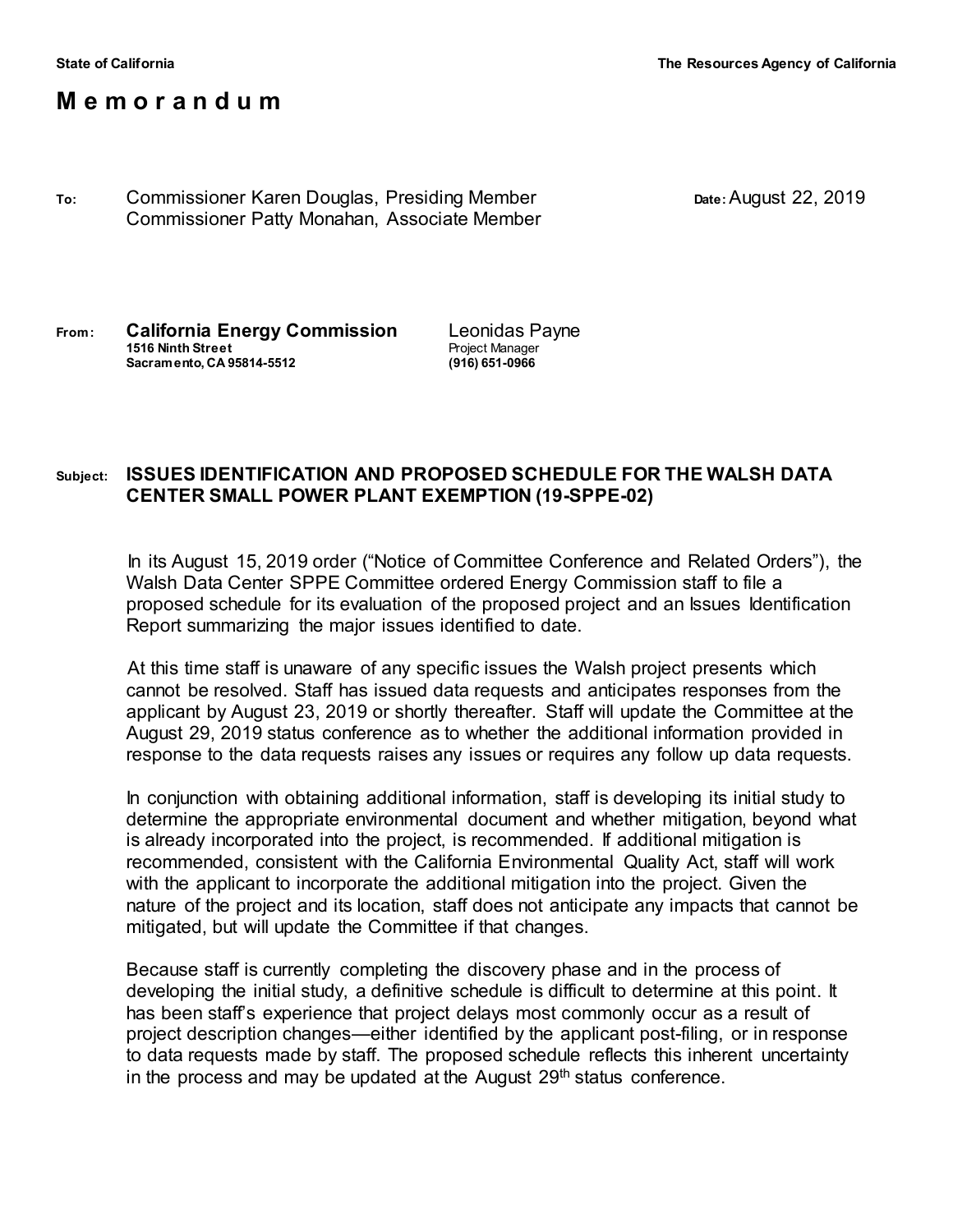State of California | The Resources Agency of California

# M e m o r a n d u m

**To:** Commissioner Karen Douglas, Presiding Member
Commissioner Patty Monahan, Associate Member

**Date:** August 22, 2019

**From:** **California Energy Commission**
**1516 Ninth Street**
**Sacramento, CA 95814-5512**

Leonidas Payne
Project Manager
**(916) 651-0966**

**Subject: ISSUES IDENTIFICATION AND PROPOSED SCHEDULE FOR THE WALSH DATA CENTER SMALL POWER PLANT EXEMPTION (19-SPPE-02)**

In its August 15, 2019 order ("Notice of Committee Conference and Related Orders"), the Walsh Data Center SPPE Committee ordered Energy Commission staff to file a proposed schedule for its evaluation of the proposed project and an Issues Identification Report summarizing the major issues identified to date.

At this time staff is unaware of any specific issues the Walsh project presents which cannot be resolved. Staff has issued data requests and anticipates responses from the applicant by August 23, 2019 or shortly thereafter. Staff will update the Committee at the August 29, 2019 status conference as to whether the additional information provided in response to the data requests raises any issues or requires any follow up data requests.

In conjunction with obtaining additional information, staff is developing its initial study to determine the appropriate environmental document and whether mitigation, beyond what is already incorporated into the project, is recommended. If additional mitigation is recommended, consistent with the California Environmental Quality Act, staff will work with the applicant to incorporate the additional mitigation into the project. Given the nature of the project and its location, staff does not anticipate any impacts that cannot be mitigated, but will update the Committee if that changes.

Because staff is currently completing the discovery phase and in the process of developing the initial study, a definitive schedule is difficult to determine at this point. It has been staff's experience that project delays most commonly occur as a result of project description changes—either identified by the applicant post-filing, or in response to data requests made by staff. The proposed schedule reflects this inherent uncertainty in the process and may be updated at the August 29th status conference.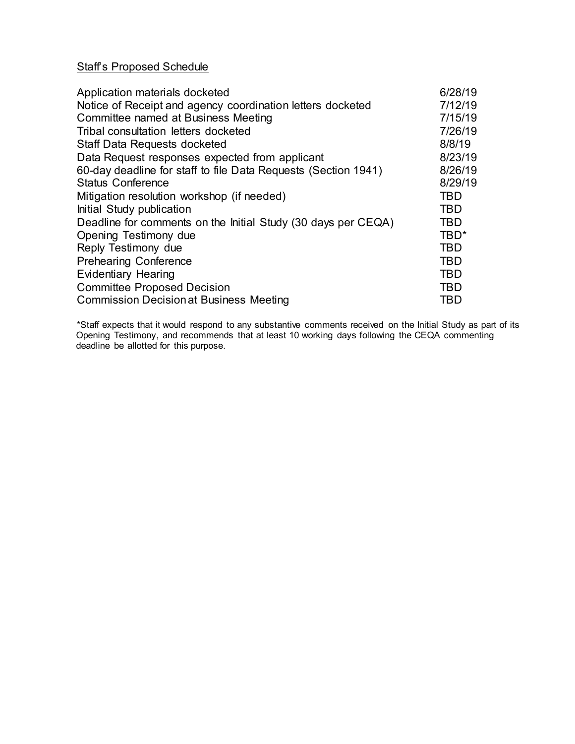Staff's Proposed Schedule

| | |
|---|---|
| Application materials docketed | 6/28/19 |
| Notice of Receipt and agency coordination letters docketed | 7/12/19 |
| Committee named at Business Meeting | 7/15/19 |
| Tribal consultation letters docketed | 7/26/19 |
| Staff Data Requests docketed | 8/8/19 |
| Data Request responses expected from applicant | 8/23/19 |
| 60-day deadline for staff to file Data Requests (Section 1941) | 8/26/19 |
| Status Conference | 8/29/19 |
| Mitigation resolution workshop (if needed) | TBD |
| Initial Study publication | TBD |
| Deadline for comments on the Initial Study (30 days per CEQA) | TBD |
| Opening Testimony due | TBD* |
| Reply Testimony due | TBD |
| Prehearing Conference | TBD |
| Evidentiary Hearing | TBD |
| Committee Proposed Decision | TBD |
| Commission Decision at Business Meeting | TBD |

*Staff expects that it would respond to any substantive comments received on the Initial Study as part of its Opening Testimony, and recommends that at least 10 working days following the CEQA commenting deadline be allotted for this purpose.